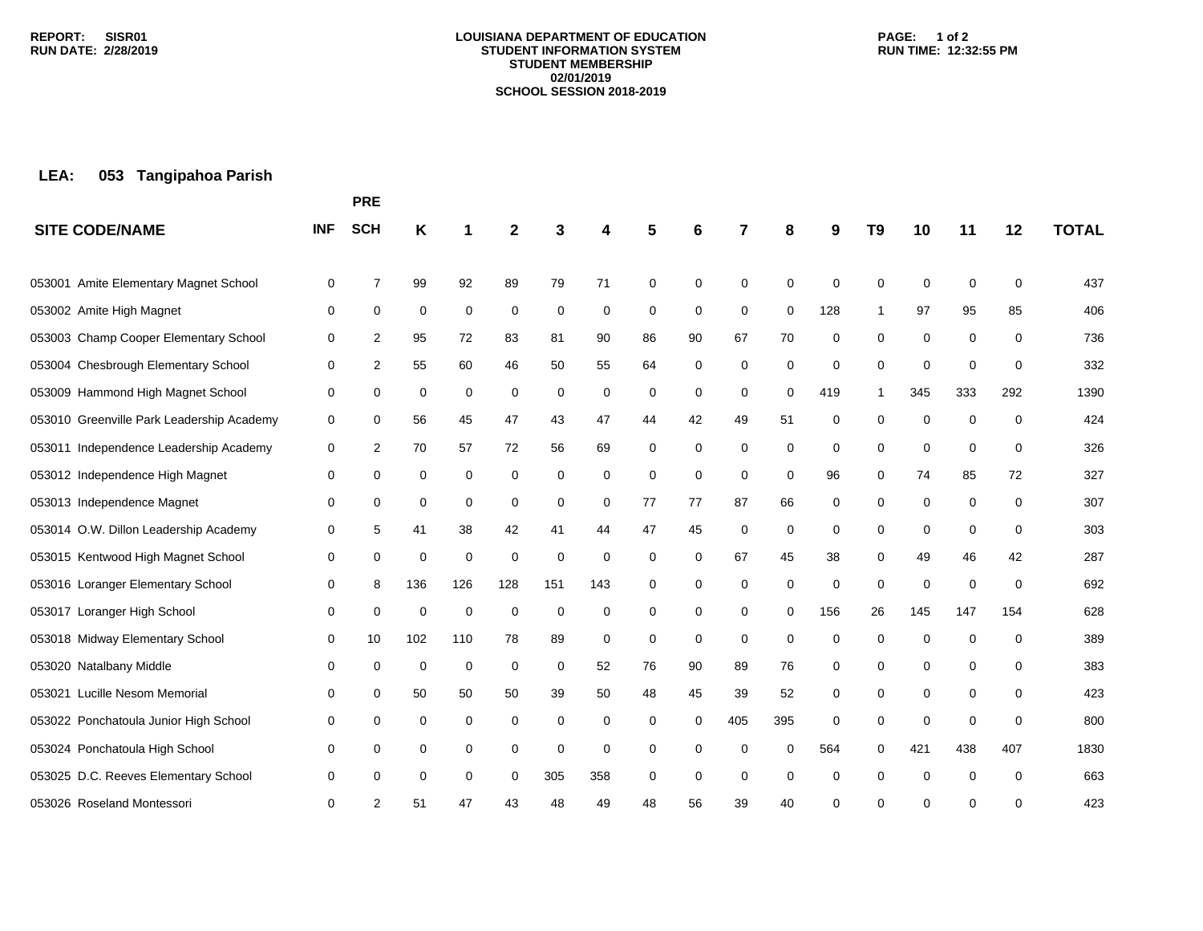REPORT: SISR01
RUN DATE: 2/28/2019

**LOUISIANA DEPARTMENT OF EDUCATION**
**STUDENT INFORMATION SYSTEM**
**STUDENT MEMBERSHIP**
**02/01/2019**
**SCHOOL SESSION 2018-2019**

RUN TIME: 12:32:55 PM

**LEA: 053 Tangipahoa Parish**

| SITE CODE/NAME | INF | PRE SCH | K | 1 | 2 | 3 | 4 | 5 | 6 | 7 | 8 | 9 | T9 | 10 | 11 | 12 | TOTAL |
|---|---|---|---|---|---|---|---|---|---|---|---|---|---|---|---|---|---|
| 053001 Amite Elementary Magnet School | 0 | 7 | 99 | 92 | 89 | 79 | 71 | 0 | 0 | 0 | 0 | 0 | 0 | 0 | 0 | 0 | 437 |
| 053002 Amite High Magnet | 0 | 0 | 0 | 0 | 0 | 0 | 0 | 0 | 0 | 0 | 0 | 128 | 1 | 97 | 95 | 85 | 406 |
| 053003 Champ Cooper Elementary School | 0 | 2 | 95 | 72 | 83 | 81 | 90 | 86 | 90 | 67 | 70 | 0 | 0 | 0 | 0 | 0 | 736 |
| 053004 Chesbrough Elementary School | 0 | 2 | 55 | 60 | 46 | 50 | 55 | 64 | 0 | 0 | 0 | 0 | 0 | 0 | 0 | 0 | 332 |
| 053009 Hammond High Magnet School | 0 | 0 | 0 | 0 | 0 | 0 | 0 | 0 | 0 | 0 | 0 | 419 | 1 | 345 | 333 | 292 | 1390 |
| 053010 Greenville Park Leadership Academy | 0 | 0 | 56 | 45 | 47 | 43 | 47 | 44 | 42 | 49 | 51 | 0 | 0 | 0 | 0 | 0 | 424 |
| 053011 Independence Leadership Academy | 0 | 2 | 70 | 57 | 72 | 56 | 69 | 0 | 0 | 0 | 0 | 0 | 0 | 0 | 0 | 0 | 326 |
| 053012 Independence High Magnet | 0 | 0 | 0 | 0 | 0 | 0 | 0 | 0 | 0 | 0 | 0 | 96 | 0 | 74 | 85 | 72 | 327 |
| 053013 Independence Magnet | 0 | 0 | 0 | 0 | 0 | 0 | 0 | 77 | 77 | 87 | 66 | 0 | 0 | 0 | 0 | 0 | 307 |
| 053014 O.W. Dillon Leadership Academy | 0 | 5 | 41 | 38 | 42 | 41 | 44 | 47 | 45 | 0 | 0 | 0 | 0 | 0 | 0 | 0 | 303 |
| 053015 Kentwood High Magnet School | 0 | 0 | 0 | 0 | 0 | 0 | 0 | 0 | 0 | 67 | 45 | 38 | 0 | 49 | 46 | 42 | 287 |
| 053016 Loranger Elementary School | 0 | 8 | 136 | 126 | 128 | 151 | 143 | 0 | 0 | 0 | 0 | 0 | 0 | 0 | 0 | 0 | 692 |
| 053017 Loranger High School | 0 | 0 | 0 | 0 | 0 | 0 | 0 | 0 | 0 | 0 | 0 | 156 | 26 | 145 | 147 | 154 | 628 |
| 053018 Midway Elementary School | 0 | 10 | 102 | 110 | 78 | 89 | 0 | 0 | 0 | 0 | 0 | 0 | 0 | 0 | 0 | 0 | 389 |
| 053020 Natalbany Middle | 0 | 0 | 0 | 0 | 0 | 0 | 52 | 76 | 90 | 89 | 76 | 0 | 0 | 0 | 0 | 0 | 383 |
| 053021 Lucille Nesom Memorial | 0 | 0 | 50 | 50 | 50 | 39 | 50 | 48 | 45 | 39 | 52 | 0 | 0 | 0 | 0 | 0 | 423 |
| 053022 Ponchatoula Junior High School | 0 | 0 | 0 | 0 | 0 | 0 | 0 | 0 | 0 | 405 | 395 | 0 | 0 | 0 | 0 | 0 | 800 |
| 053024 Ponchatoula High School | 0 | 0 | 0 | 0 | 0 | 0 | 0 | 0 | 0 | 0 | 0 | 564 | 0 | 421 | 438 | 407 | 1830 |
| 053025 D.C. Reeves Elementary School | 0 | 0 | 0 | 0 | 0 | 305 | 358 | 0 | 0 | 0 | 0 | 0 | 0 | 0 | 0 | 0 | 663 |
| 053026 Roseland Montessori | 0 | 2 | 51 | 47 | 43 | 48 | 49 | 48 | 56 | 39 | 40 | 0 | 0 | 0 | 0 | 0 | 423 |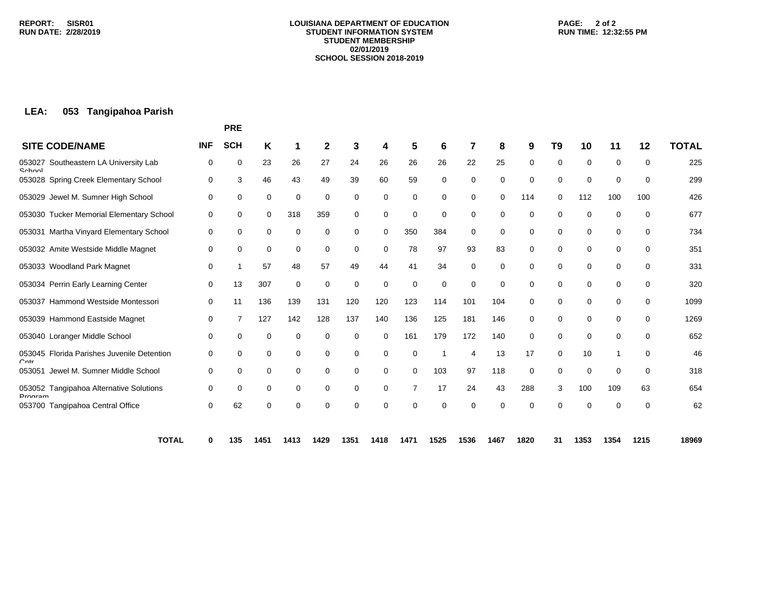REPORT: SISR01
RUN DATE: 2/28/2019

LOUISIANA DEPARTMENT OF EDUCATION
STUDENT INFORMATION SYSTEM
STUDENT MEMBERSHIP
02/01/2019
SCHOOL SESSION 2018-2019

RUN TIME: 12:32:55 PM

**LEA: 053 Tangipahoa Parish**

| SITE CODE/NAME | INF | PRE SCH | K | 1 | 2 | 3 | 4 | 5 | 6 | 7 | 8 | 9 | T9 | 10 | 11 | 12 | TOTAL |
|---|---|---|---|---|---|---|---|---|---|---|---|---|---|---|---|---|---|
| 053027 Southeastern LA University Lab School | 0 | 0 | 23 | 26 | 27 | 24 | 26 | 26 | 26 | 22 | 25 | 0 | 0 | 0 | 0 | 0 | 225 |
| 053028 Spring Creek Elementary School | 0 | 3 | 46 | 43 | 49 | 39 | 60 | 59 | 0 | 0 | 0 | 0 | 0 | 0 | 0 | 0 | 299 |
| 053029 Jewel M. Sumner High School | 0 | 0 | 0 | 0 | 0 | 0 | 0 | 0 | 0 | 0 | 0 | 114 | 0 | 112 | 100 | 100 | 426 |
| 053030 Tucker Memorial Elementary School | 0 | 0 | 0 | 318 | 359 | 0 | 0 | 0 | 0 | 0 | 0 | 0 | 0 | 0 | 0 | 0 | 677 |
| 053031 Martha Vinyard Elementary School | 0 | 0 | 0 | 0 | 0 | 0 | 0 | 350 | 384 | 0 | 0 | 0 | 0 | 0 | 0 | 0 | 734 |
| 053032 Amite Westside Middle Magnet | 0 | 0 | 0 | 0 | 0 | 0 | 0 | 78 | 97 | 93 | 83 | 0 | 0 | 0 | 0 | 0 | 351 |
| 053033 Woodland Park Magnet | 0 | 1 | 57 | 48 | 57 | 49 | 44 | 41 | 34 | 0 | 0 | 0 | 0 | 0 | 0 | 0 | 331 |
| 053034 Perrin Early Learning Center | 0 | 13 | 307 | 0 | 0 | 0 | 0 | 0 | 0 | 0 | 0 | 0 | 0 | 0 | 0 | 0 | 320 |
| 053037 Hammond Westside Montessori | 0 | 11 | 136 | 139 | 131 | 120 | 120 | 123 | 114 | 101 | 104 | 0 | 0 | 0 | 0 | 0 | 1099 |
| 053039 Hammond Eastside Magnet | 0 | 7 | 127 | 142 | 128 | 137 | 140 | 136 | 125 | 181 | 146 | 0 | 0 | 0 | 0 | 0 | 1269 |
| 053040 Loranger Middle School | 0 | 0 | 0 | 0 | 0 | 0 | 0 | 161 | 179 | 172 | 140 | 0 | 0 | 0 | 0 | 0 | 652 |
| 053045 Florida Parishes Juvenile Detention Cntr | 0 | 0 | 0 | 0 | 0 | 0 | 0 | 0 | 1 | 4 | 13 | 17 | 0 | 10 | 1 | 0 | 46 |
| 053051 Jewel M. Sumner Middle School | 0 | 0 | 0 | 0 | 0 | 0 | 0 | 0 | 103 | 97 | 118 | 0 | 0 | 0 | 0 | 0 | 318 |
| 053052 Tangipahoa Alternative Solutions Program | 0 | 0 | 0 | 0 | 0 | 0 | 0 | 7 | 17 | 24 | 43 | 288 | 3 | 100 | 109 | 63 | 654 |
| 053700 Tangipahoa Central Office | 0 | 62 | 0 | 0 | 0 | 0 | 0 | 0 | 0 | 0 | 0 | 0 | 0 | 0 | 0 | 0 | 62 |
| **TOTAL** | **0** | **135** | **1451** | **1413** | **1429** | **1351** | **1418** | **1471** | **1525** | **1536** | **1467** | **1820** | **31** | **1353** | **1354** | **1215** | **18969** |